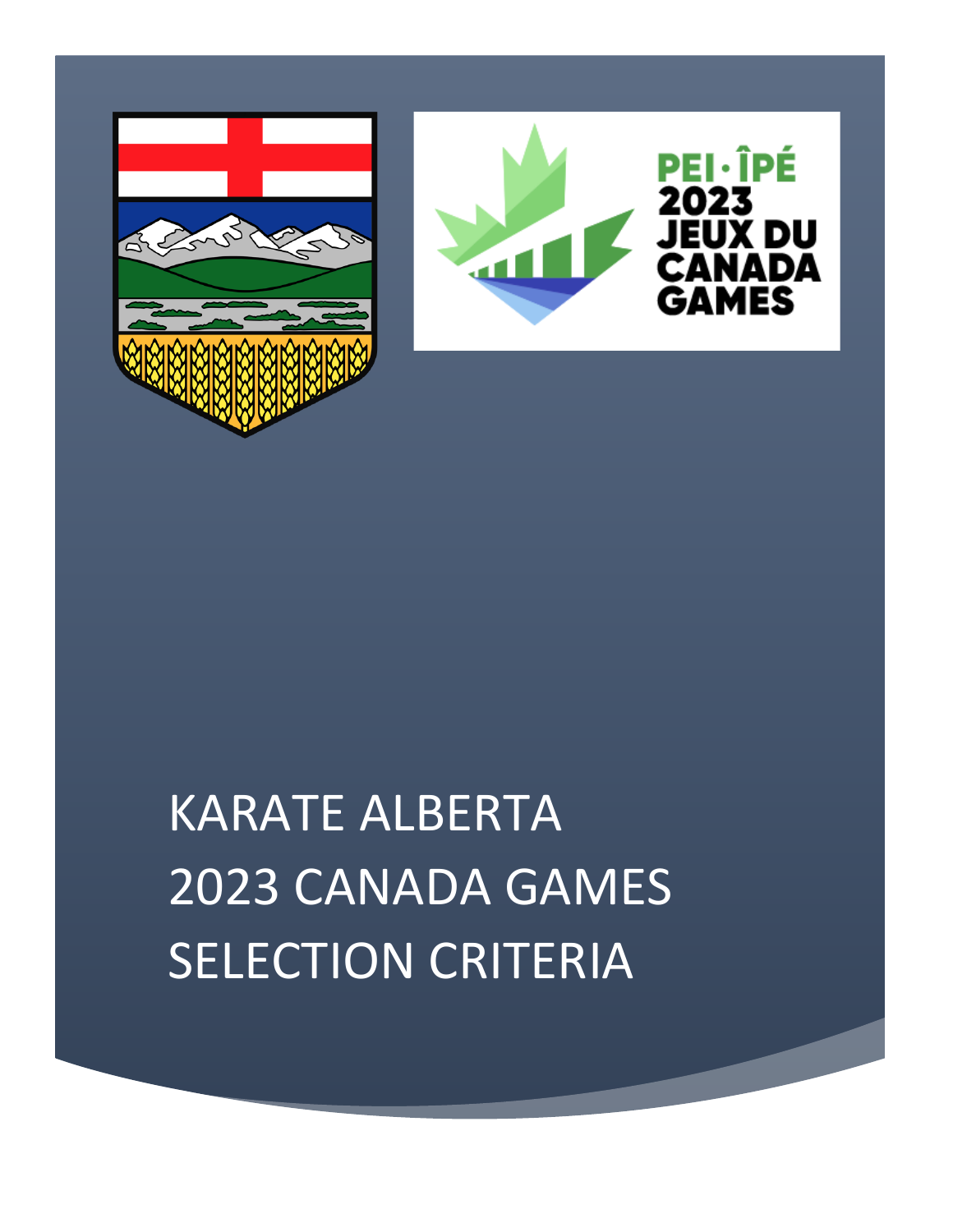# KARATE ALBERTA
# 2023 CANADA GAMES
# SELECTION CRITERIA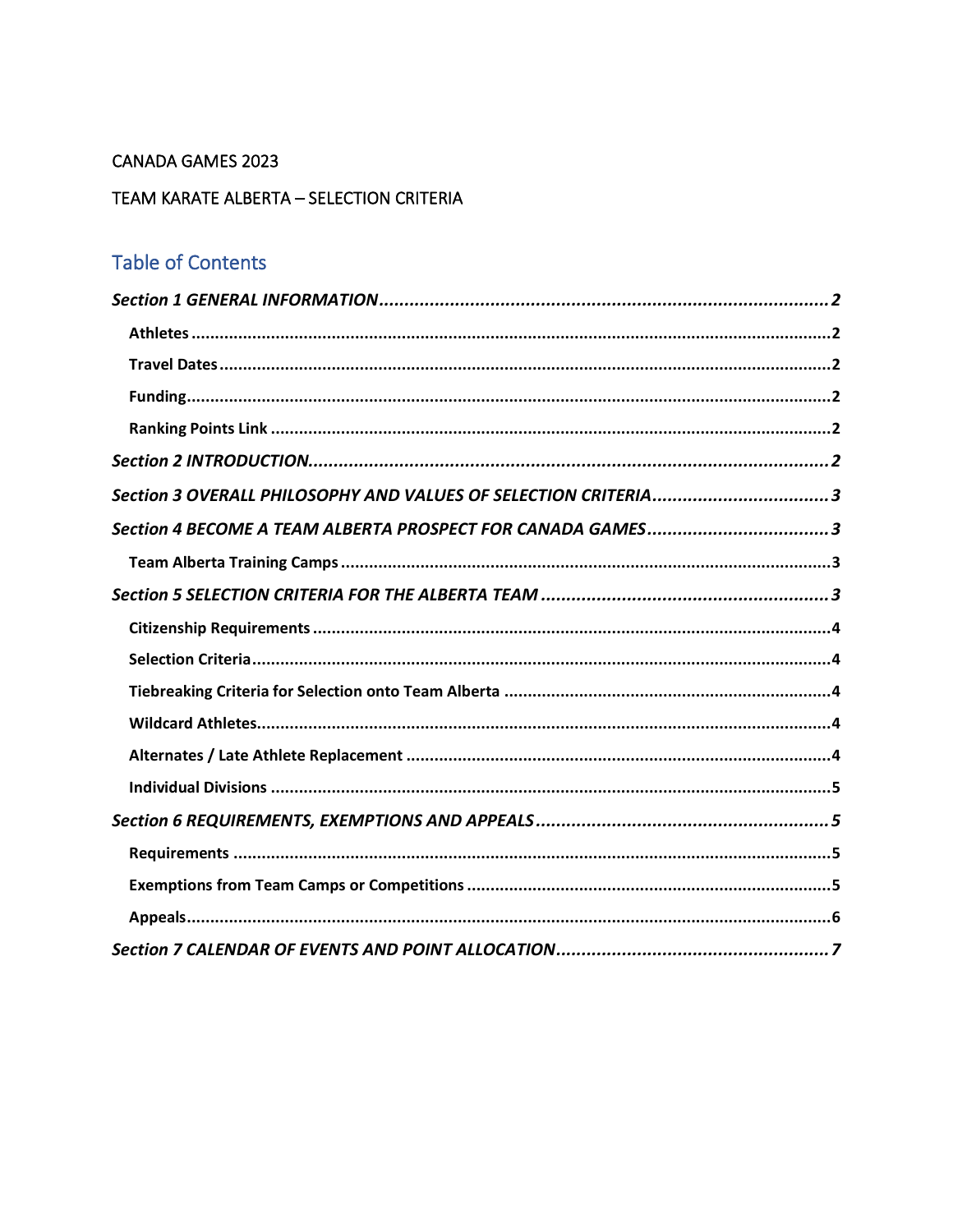CANADA GAMES 2023

TEAM KARATE ALBERTA – SELECTION CRITERIA

## Table of Contents

***Section 1 GENERAL INFORMATION*** ..... **2**

- **Athletes** ..... **2**
- **Travel Dates** ..... **2**
- **Funding** ..... **2**
- **Ranking Points Link** ..... **2**

***Section 2 INTRODUCTION*** ..... **2**

***Section 3 OVERALL PHILOSOPHY AND VALUES OF SELECTION CRITERIA*** ..... **3**

***Section 4 BECOME A TEAM ALBERTA PROSPECT FOR CANADA GAMES*** ..... **3**

- **Team Alberta Training Camps** ..... **3**

***Section 5 SELECTION CRITERIA FOR THE ALBERTA TEAM*** ..... **3**

- **Citizenship Requirements** ..... **4**
- **Selection Criteria** ..... **4**
- **Tiebreaking Criteria for Selection onto Team Alberta** ..... **4**
- **Wildcard Athletes** ..... **4**
- **Alternates / Late Athlete Replacement** ..... **4**
- **Individual Divisions** ..... **5**

***Section 6 REQUIREMENTS, EXEMPTIONS AND APPEALS*** ..... **5**

- **Requirements** ..... **5**
- **Exemptions from Team Camps or Competitions** ..... **5**
- **Appeals** ..... **6**

***Section 7 CALENDAR OF EVENTS AND POINT ALLOCATION*** ..... **7**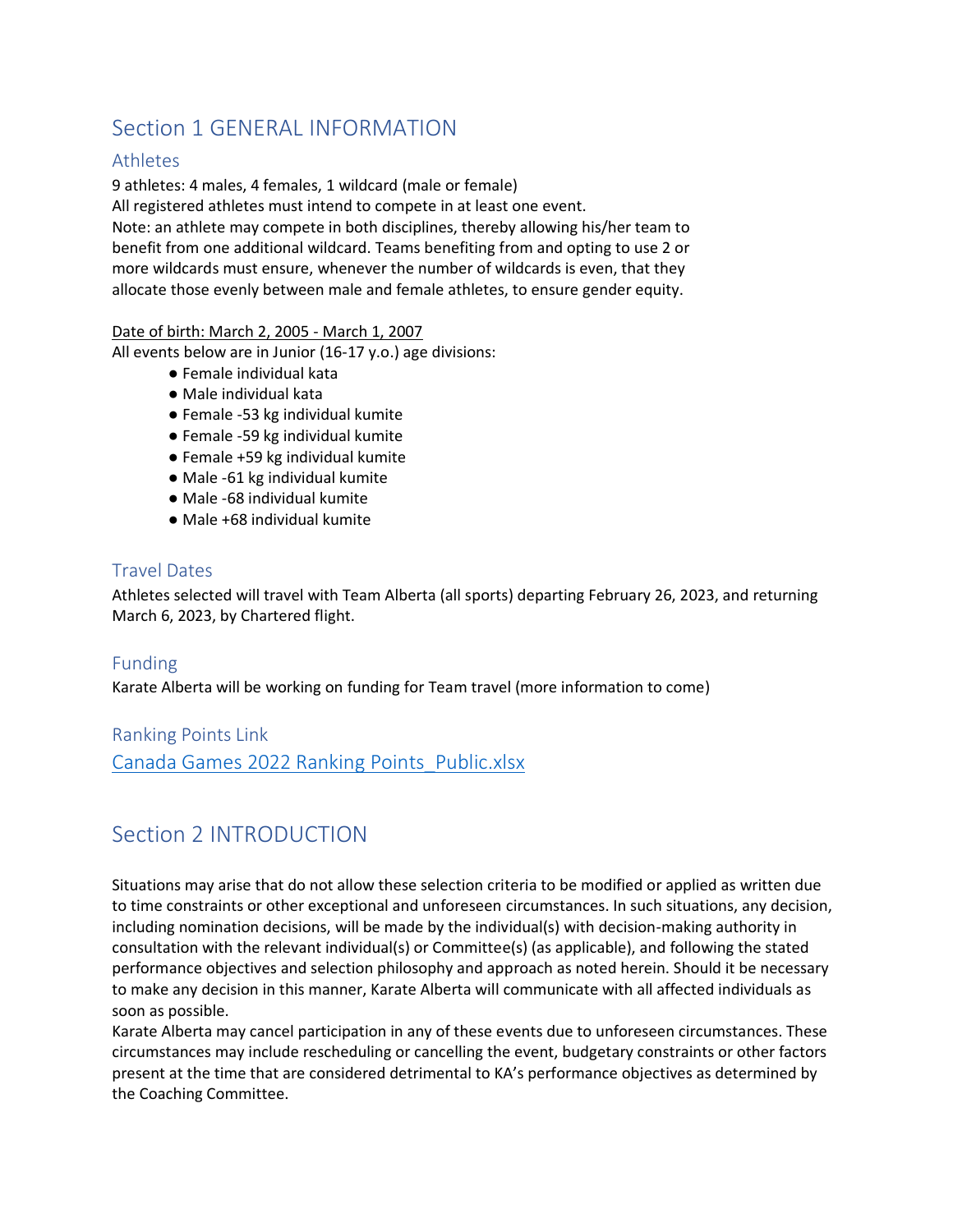# Section 1 GENERAL INFORMATION

## Athletes

9 athletes: 4 males, 4 females, 1 wildcard (male or female)
All registered athletes must intend to compete in at least one event.
Note: an athlete may compete in both disciplines, thereby allowing his/her team to benefit from one additional wildcard. Teams benefiting from and opting to use 2 or more wildcards must ensure, whenever the number of wildcards is even, that they allocate those evenly between male and female athletes, to ensure gender equity.

Date of birth: March 2, 2005 - March 1, 2007
All events below are in Junior (16-17 y.o.) age divisions:

- Female individual kata
- Male individual kata
- Female -53 kg individual kumite
- Female -59 kg individual kumite
- Female +59 kg individual kumite
- Male -61 kg individual kumite
- Male -68 individual kumite
- Male +68 individual kumite

## Travel Dates

Athletes selected will travel with Team Alberta (all sports) departing February 26, 2023, and returning March 6, 2023, by Chartered flight.

## Funding

Karate Alberta will be working on funding for Team travel (more information to come)

## Ranking Points Link

Canada Games 2022 Ranking Points_Public.xlsx

# Section 2 INTRODUCTION

Situations may arise that do not allow these selection criteria to be modified or applied as written due to time constraints or other exceptional and unforeseen circumstances. In such situations, any decision, including nomination decisions, will be made by the individual(s) with decision-making authority in consultation with the relevant individual(s) or Committee(s) (as applicable), and following the stated performance objectives and selection philosophy and approach as noted herein. Should it be necessary to make any decision in this manner, Karate Alberta will communicate with all affected individuals as soon as possible.
Karate Alberta may cancel participation in any of these events due to unforeseen circumstances. These circumstances may include rescheduling or cancelling the event, budgetary constraints or other factors present at the time that are considered detrimental to KA's performance objectives as determined by the Coaching Committee.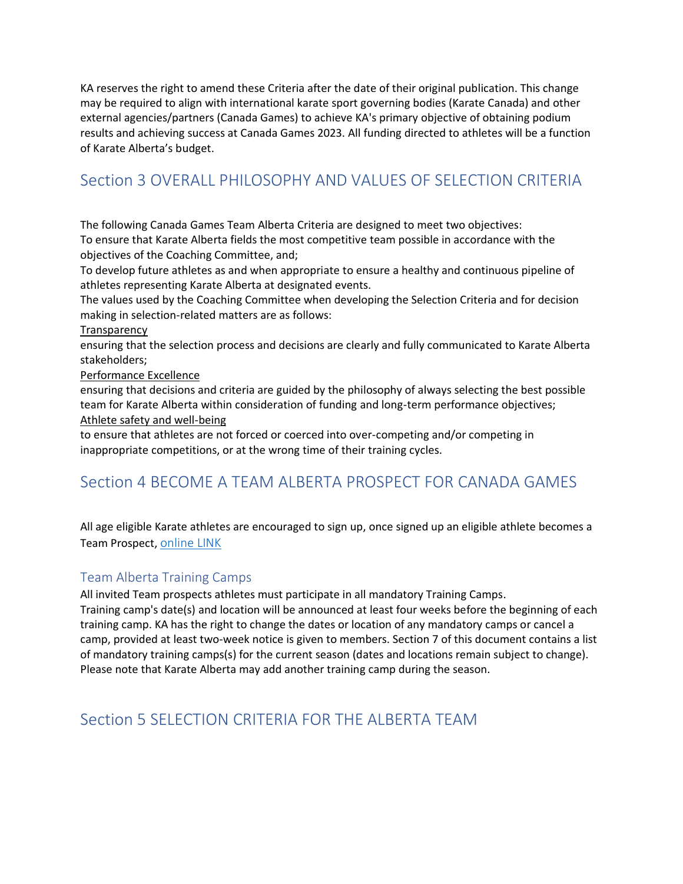KA reserves the right to amend these Criteria after the date of their original publication. This change may be required to align with international karate sport governing bodies (Karate Canada) and other external agencies/partners (Canada Games) to achieve KA's primary objective of obtaining podium results and achieving success at Canada Games 2023. All funding directed to athletes will be a function of Karate Alberta's budget.

## Section 3 OVERALL PHILOSOPHY AND VALUES OF SELECTION CRITERIA

The following Canada Games Team Alberta Criteria are designed to meet two objectives:
To ensure that Karate Alberta fields the most competitive team possible in accordance with the objectives of the Coaching Committee, and;
To develop future athletes as and when appropriate to ensure a healthy and continuous pipeline of athletes representing Karate Alberta at designated events.
The values used by the Coaching Committee when developing the Selection Criteria and for decision making in selection-related matters are as follows:

<u>Transparency</u>
ensuring that the selection process and decisions are clearly and fully communicated to Karate Alberta stakeholders;

<u>Performance Excellence</u>
ensuring that decisions and criteria are guided by the philosophy of always selecting the best possible team for Karate Alberta within consideration of funding and long-term performance objectives;

<u>Athlete safety and well-being</u>
to ensure that athletes are not forced or coerced into over-competing and/or competing in inappropriate competitions, or at the wrong time of their training cycles.

## Section 4 BECOME A TEAM ALBERTA PROSPECT FOR CANADA GAMES

All age eligible Karate athletes are encouraged to sign up, once signed up an eligible athlete becomes a Team Prospect, online LINK

### Team Alberta Training Camps

All invited Team prospects athletes must participate in all mandatory Training Camps.
Training camp's date(s) and location will be announced at least four weeks before the beginning of each training camp. KA has the right to change the dates or location of any mandatory camps or cancel a camp, provided at least two-week notice is given to members. Section 7 of this document contains a list of mandatory training camps(s) for the current season (dates and locations remain subject to change). Please note that Karate Alberta may add another training camp during the season.

## Section 5 SELECTION CRITERIA FOR THE ALBERTA TEAM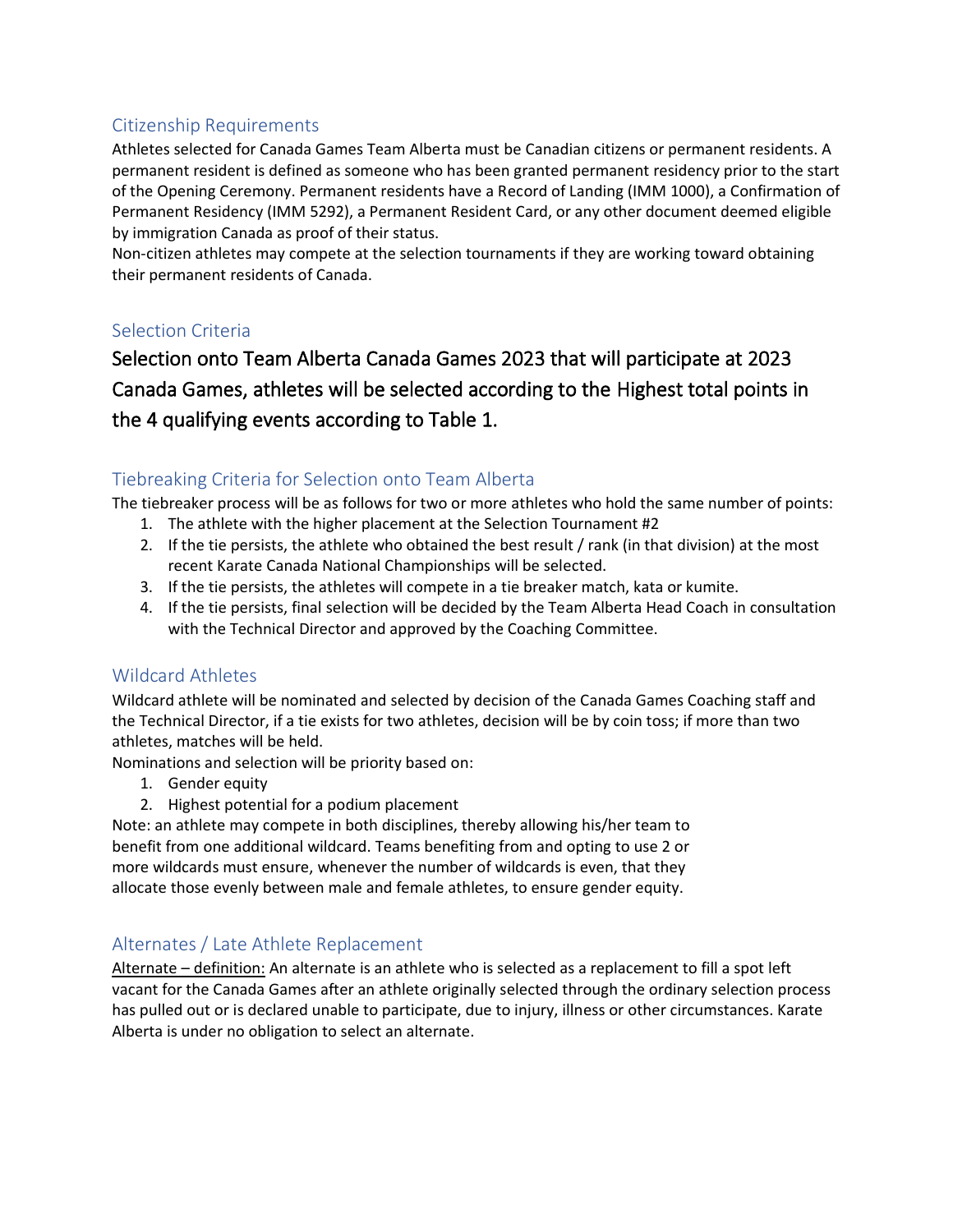## Citizenship Requirements

Athletes selected for Canada Games Team Alberta must be Canadian citizens or permanent residents. A permanent resident is defined as someone who has been granted permanent residency prior to the start of the Opening Ceremony. Permanent residents have a Record of Landing (IMM 1000), a Confirmation of Permanent Residency (IMM 5292), a Permanent Resident Card, or any other document deemed eligible by immigration Canada as proof of their status.

Non-citizen athletes may compete at the selection tournaments if they are working toward obtaining their permanent residents of Canada.

## Selection Criteria

Selection onto Team Alberta Canada Games 2023 that will participate at 2023 Canada Games, athletes will be selected according to the Highest total points in the 4 qualifying events according to Table 1.

## Tiebreaking Criteria for Selection onto Team Alberta

The tiebreaker process will be as follows for two or more athletes who hold the same number of points:

1. The athlete with the higher placement at the Selection Tournament #2
2. If the tie persists, the athlete who obtained the best result / rank (in that division) at the most recent Karate Canada National Championships will be selected.
3. If the tie persists, the athletes will compete in a tie breaker match, kata or kumite.
4. If the tie persists, final selection will be decided by the Team Alberta Head Coach in consultation with the Technical Director and approved by the Coaching Committee.

## Wildcard Athletes

Wildcard athlete will be nominated and selected by decision of the Canada Games Coaching staff and the Technical Director, if a tie exists for two athletes, decision will be by coin toss; if more than two athletes, matches will be held.

Nominations and selection will be priority based on:

1. Gender equity
2. Highest potential for a podium placement

Note: an athlete may compete in both disciplines, thereby allowing his/her team to benefit from one additional wildcard. Teams benefiting from and opting to use 2 or more wildcards must ensure, whenever the number of wildcards is even, that they allocate those evenly between male and female athletes, to ensure gender equity.

## Alternates / Late Athlete Replacement

Alternate – definition: An alternate is an athlete who is selected as a replacement to fill a spot left vacant for the Canada Games after an athlete originally selected through the ordinary selection process has pulled out or is declared unable to participate, due to injury, illness or other circumstances. Karate Alberta is under no obligation to select an alternate.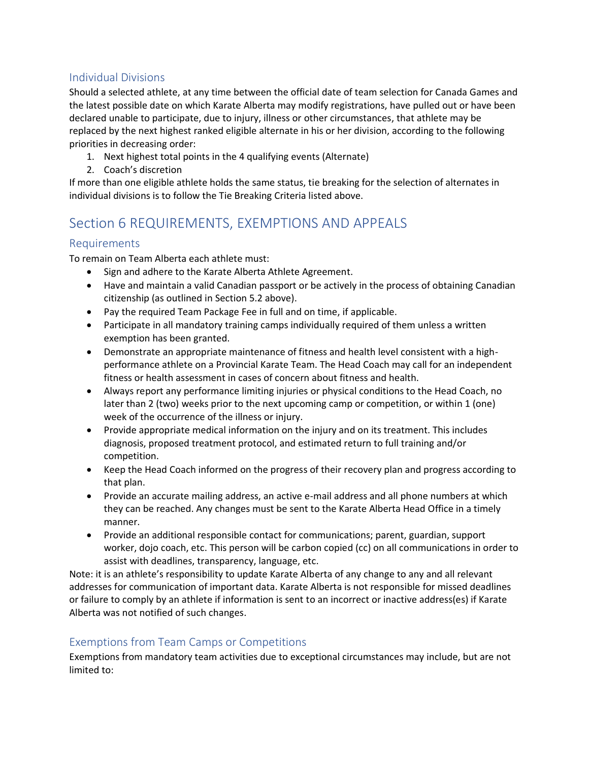### Individual Divisions

Should a selected athlete, at any time between the official date of team selection for Canada Games and the latest possible date on which Karate Alberta may modify registrations, have pulled out or have been declared unable to participate, due to injury, illness or other circumstances, that athlete may be replaced by the next highest ranked eligible alternate in his or her division, according to the following priorities in decreasing order:

1. Next highest total points in the 4 qualifying events (Alternate)
2. Coach's discretion

If more than one eligible athlete holds the same status, tie breaking for the selection of alternates in individual divisions is to follow the Tie Breaking Criteria listed above.

## Section 6 REQUIREMENTS, EXEMPTIONS AND APPEALS

### Requirements

To remain on Team Alberta each athlete must:

- Sign and adhere to the Karate Alberta Athlete Agreement.
- Have and maintain a valid Canadian passport or be actively in the process of obtaining Canadian citizenship (as outlined in Section 5.2 above).
- Pay the required Team Package Fee in full and on time, if applicable.
- Participate in all mandatory training camps individually required of them unless a written exemption has been granted.
- Demonstrate an appropriate maintenance of fitness and health level consistent with a high-performance athlete on a Provincial Karate Team. The Head Coach may call for an independent fitness or health assessment in cases of concern about fitness and health.
- Always report any performance limiting injuries or physical conditions to the Head Coach, no later than 2 (two) weeks prior to the next upcoming camp or competition, or within 1 (one) week of the occurrence of the illness or injury.
- Provide appropriate medical information on the injury and on its treatment. This includes diagnosis, proposed treatment protocol, and estimated return to full training and/or competition.
- Keep the Head Coach informed on the progress of their recovery plan and progress according to that plan.
- Provide an accurate mailing address, an active e-mail address and all phone numbers at which they can be reached. Any changes must be sent to the Karate Alberta Head Office in a timely manner.
- Provide an additional responsible contact for communications; parent, guardian, support worker, dojo coach, etc. This person will be carbon copied (cc) on all communications in order to assist with deadlines, transparency, language, etc.

Note: it is an athlete's responsibility to update Karate Alberta of any change to any and all relevant addresses for communication of important data. Karate Alberta is not responsible for missed deadlines or failure to comply by an athlete if information is sent to an incorrect or inactive address(es) if Karate Alberta was not notified of such changes.

### Exemptions from Team Camps or Competitions

Exemptions from mandatory team activities due to exceptional circumstances may include, but are not limited to: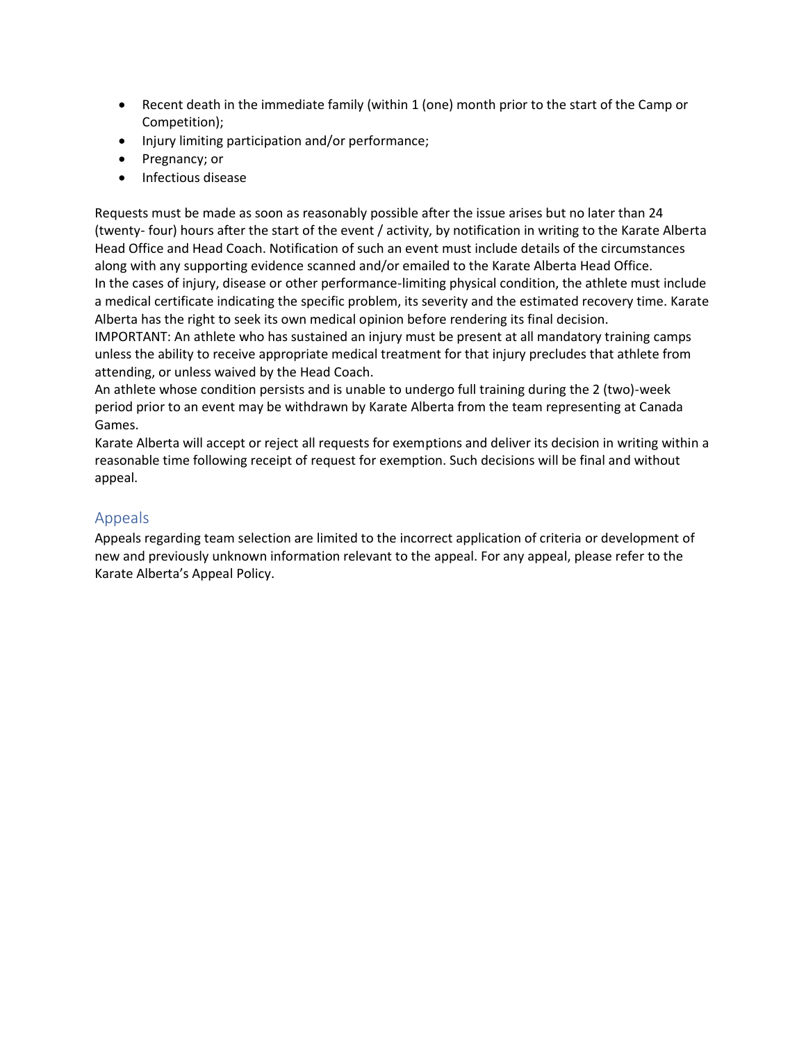- Recent death in the immediate family (within 1 (one) month prior to the start of the Camp or Competition);
- Injury limiting participation and/or performance;
- Pregnancy; or
- Infectious disease

Requests must be made as soon as reasonably possible after the issue arises but no later than 24 (twenty- four) hours after the start of the event / activity, by notification in writing to the Karate Alberta Head Office and Head Coach. Notification of such an event must include details of the circumstances along with any supporting evidence scanned and/or emailed to the Karate Alberta Head Office.
In the cases of injury, disease or other performance-limiting physical condition, the athlete must include a medical certificate indicating the specific problem, its severity and the estimated recovery time. Karate Alberta has the right to seek its own medical opinion before rendering its final decision.
IMPORTANT: An athlete who has sustained an injury must be present at all mandatory training camps unless the ability to receive appropriate medical treatment for that injury precludes that athlete from attending, or unless waived by the Head Coach.
An athlete whose condition persists and is unable to undergo full training during the 2 (two)-week period prior to an event may be withdrawn by Karate Alberta from the team representing at Canada Games.
Karate Alberta will accept or reject all requests for exemptions and deliver its decision in writing within a reasonable time following receipt of request for exemption. Such decisions will be final and without appeal.

## Appeals

Appeals regarding team selection are limited to the incorrect application of criteria or development of new and previously unknown information relevant to the appeal. For any appeal, please refer to the Karate Alberta's Appeal Policy.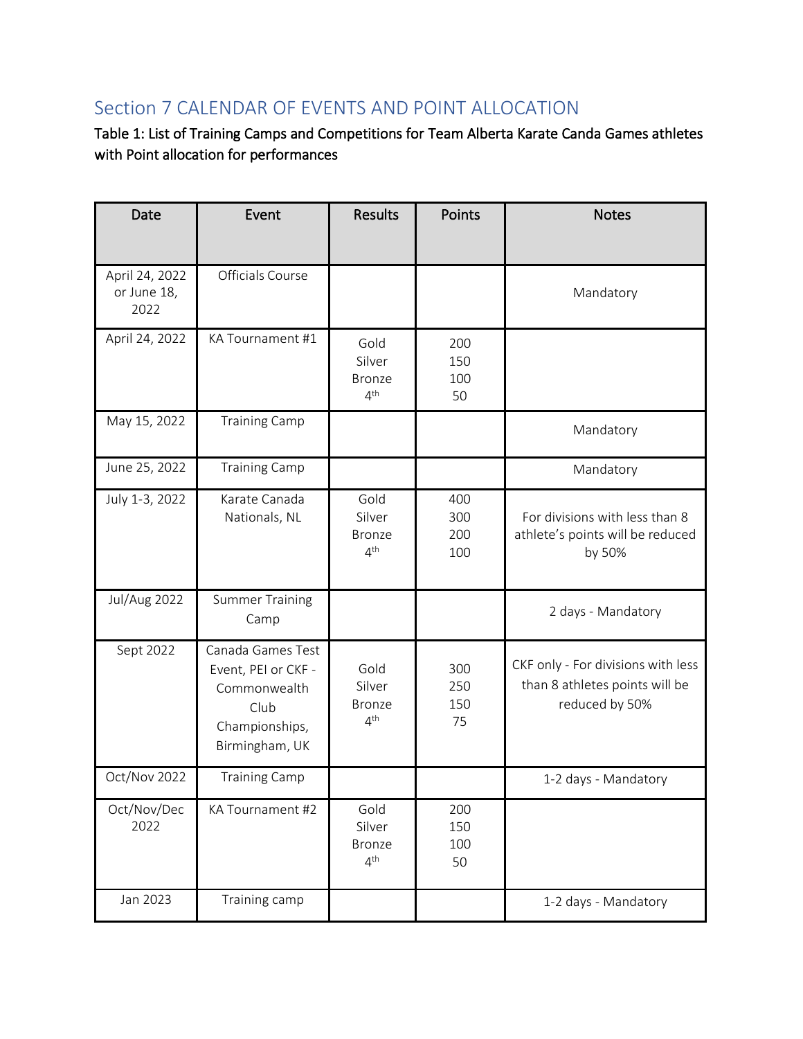## Section 7 CALENDAR OF EVENTS AND POINT ALLOCATION

**Table 1: List of Training Camps and Competitions for Team Alberta Karate Canda Games athletes with Point allocation for performances**

| Date | Event | Results | Points | Notes |
|---|---|---|---|---|
| April 24, 2022 or June 18, 2022 | Officials Course | | | Mandatory |
| April 24, 2022 | KA Tournament #1 | Gold<br>Silver<br>Bronze<br>4th | 200<br>150<br>100<br>50 | |
| May 15, 2022 | Training Camp | | | Mandatory |
| June 25, 2022 | Training Camp | | | Mandatory |
| July 1-3, 2022 | Karate Canada Nationals, NL | Gold<br>Silver<br>Bronze<br>4th | 400<br>300<br>200<br>100 | For divisions with less than 8 athlete's points will be reduced by 50% |
| Jul/Aug 2022 | Summer Training Camp | | | 2 days - Mandatory |
| Sept 2022 | Canada Games Test Event, PEI or CKF - Commonwealth Club Championships, Birmingham, UK | Gold<br>Silver<br>Bronze<br>4th | 300<br>250<br>150<br>75 | CKF only - For divisions with less than 8 athletes points will be reduced by 50% |
| Oct/Nov 2022 | Training Camp | | | 1-2 days - Mandatory |
| Oct/Nov/Dec 2022 | KA Tournament #2 | Gold<br>Silver<br>Bronze<br>4th | 200<br>150<br>100<br>50 | |
| Jan 2023 | Training camp | | | 1-2 days - Mandatory |